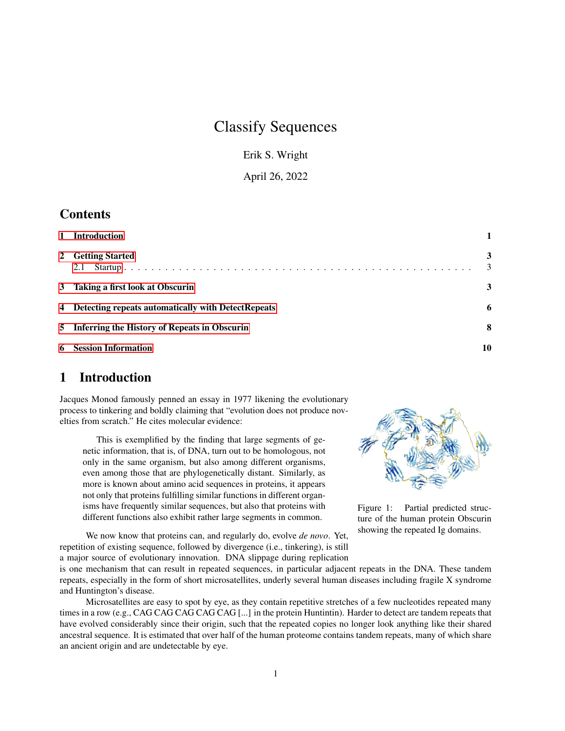# Classify Sequences

Erik S. Wright

April 26, 2022

## Contents

1 Introduction — 1

2 Getting Started — 3
  2.1 Startup — 3

3 Taking a first look at Obscurin — 3

4 Detecting repeats automatically with DetectRepeats — 6

5 Inferring the History of Repeats in Obscurin — 8

6 Session Information — 10

## 1 Introduction

Jacques Monod famously penned an essay in 1977 likening the evolutionary process to tinkering and boldly claiming that "evolution does not produce novelties from scratch." He cites molecular evidence:

> This is exemplified by the finding that large segments of genetic information, that is, of DNA, turn out to be homologous, not only in the same organism, but also among different organisms, even among those that are phylogenetically distant. Similarly, as more is known about amino acid sequences in proteins, it appears not only that proteins fulfilling similar functions in different organisms have frequently similar sequences, but also that proteins with different functions also exhibit rather large segments in common.

Figure 1: Partial predicted structure of the human protein Obscurin showing the repeated Ig domains.

We now know that proteins can, and regularly do, evolve *de novo*. Yet, repetition of existing sequence, followed by divergence (i.e., tinkering), is still a major source of evolutionary innovation. DNA slippage during replication is one mechanism that can result in repeated sequences, in particular adjacent repeats in the DNA. These tandem repeats, especially in the form of short microsatellites, underly several human diseases including fragile X syndrome and Huntington's disease.

Microsatellites are easy to spot by eye, as they contain repetitive stretches of a few nucleotides repeated many times in a row (e.g., CAG CAG CAG CAG CAG [...] in the protein Huntintin). Harder to detect are tandem repeats that have evolved considerably since their origin, such that the repeated copies no longer look anything like their shared ancestral sequence. It is estimated that over half of the human proteome contains tandem repeats, many of which share an ancient origin and are undetectable by eye.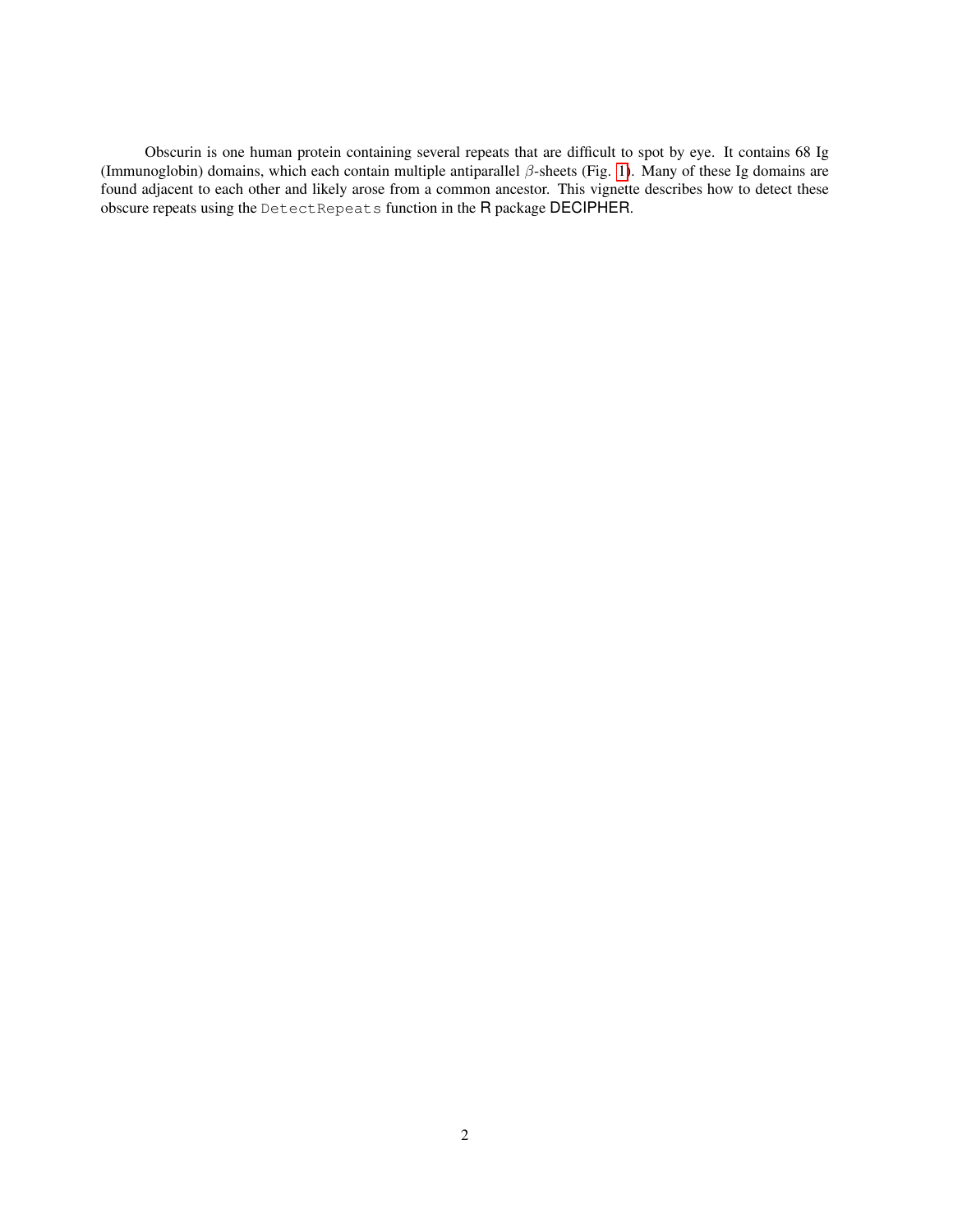Obscurin is one human protein containing several repeats that are difficult to spot by eye. It contains 68 Ig (Immunoglobin) domains, which each contain multiple antiparallel $\beta$-sheets (Fig. 1). Many of these Ig domains are found adjacent to each other and likely arose from a common ancestor. This vignette describes how to detect these obscure repeats using the `DetectRepeats` function in the R package DECIPHER.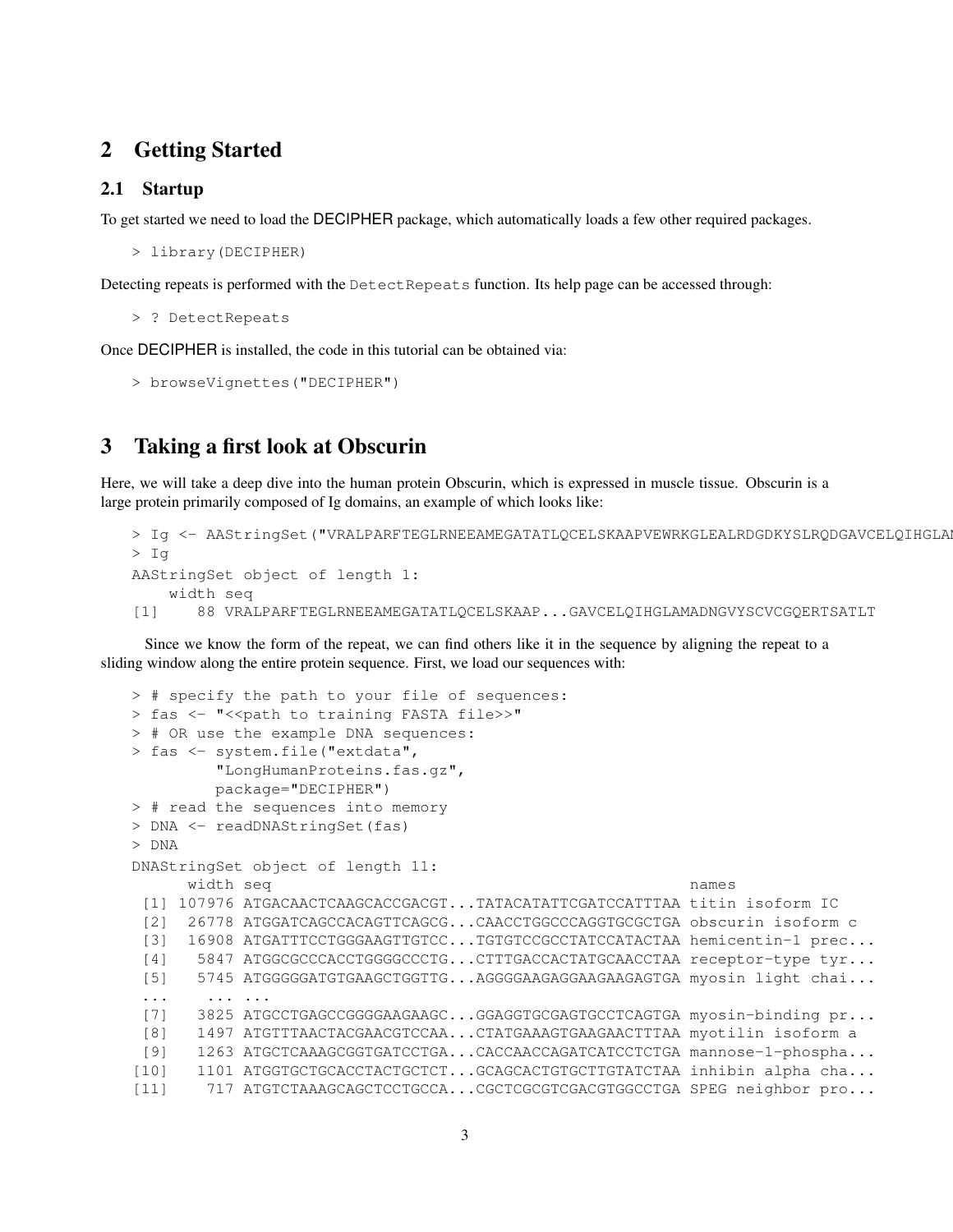## 2 Getting Started

### 2.1 Startup

To get started we need to load the DECIPHER package, which automatically loads a few other required packages.

```
> library(DECIPHER)
```

Detecting repeats is performed with the `DetectRepeats` function. Its help page can be accessed through:

```
> ? DetectRepeats
```

Once DECIPHER is installed, the code in this tutorial can be obtained via:

```
> browseVignettes("DECIPHER")
```

## 3 Taking a first look at Obscurin

Here, we will take a deep dive into the human protein Obscurin, which is expressed in muscle tissue. Obscurin is a large protein primarily composed of Ig domains, an example of which looks like:

```
> Ig <- AAStringSet("VRALPARFTEGLRNEEAMEGATATLQCELSKAAPVEWRKGLEALRDGDKYSLRQDGAVCELQIHGLAM
> Ig
AAStringSet object of length 1:
    width seq
[1]    88 VRALPARFTEGLRNEEAMEGATATLQCELSKAAP...GAVCELQIHGLAMADNGVYSCVCGQERTSATLT
```

Since we know the form of the repeat, we can find others like it in the sequence by aligning the repeat to a sliding window along the entire protein sequence. First, we load our sequences with:

```
> # specify the path to your file of sequences:
> fas <- "<<path to training FASTA file>>"
> # OR use the example DNA sequences:
> fas <- system.file("extdata",
          "LongHumanProteins.fas.gz",
          package="DECIPHER")
> # read the sequences into memory
> DNA <- readDNAStringSet(fas)
> DNA
DNAStringSet object of length 11:
      width seq                                                 names
 [1] 107976 ATGACAACTCAAGCACCGACGT...TATACATATTCGATCCATTTAA titin isoform IC
 [2]  26778 ATGGATCAGCCACAGTTCAGCG...CAACCTGGCCCAGGTGCGCTGA obscurin isoform c
 [3]  16908 ATGATTTCCTGGGAAGTTGTCC...TGTGTCCGCCTATCCATACTAA hemicentin-1 prec...
 [4]   5847 ATGGCGCCCACCTGGGGCCCTG...CTTTGACCACTATGCAACCTAA receptor-type tyr...
 [5]   5745 ATGGGGGATGTGAAGCTGGTTG...AGGGGAAGAGGAAGAAGAGTGA myosin light chai...
 ...    ... ...
 [7]   3825 ATGCCTGAGCCGGGGAAGAAGC...GGAGGTGCGAGTGCCTCAGTGA myosin-binding pr...
 [8]   1497 ATGTTTAACTACGAACGTCCAA...CTATGAAAGTGAAGAACTTTAA myotilin isoform a
 [9]   1263 ATGCTCAAAGCGGTGATCCTGA...CACCAACCAGATCATCCTCTGA mannose-1-phospha...
[10]   1101 ATGGTGCTGCACCTACTGCTCT...GCAGCACTGTGCTTGTATCTAA inhibin alpha cha...
[11]    717 ATGTCTAAAGCAGCTCCTGCCA...CGCTCGCGTCGACGTGGCCTGA SPEG neighbor pro...
```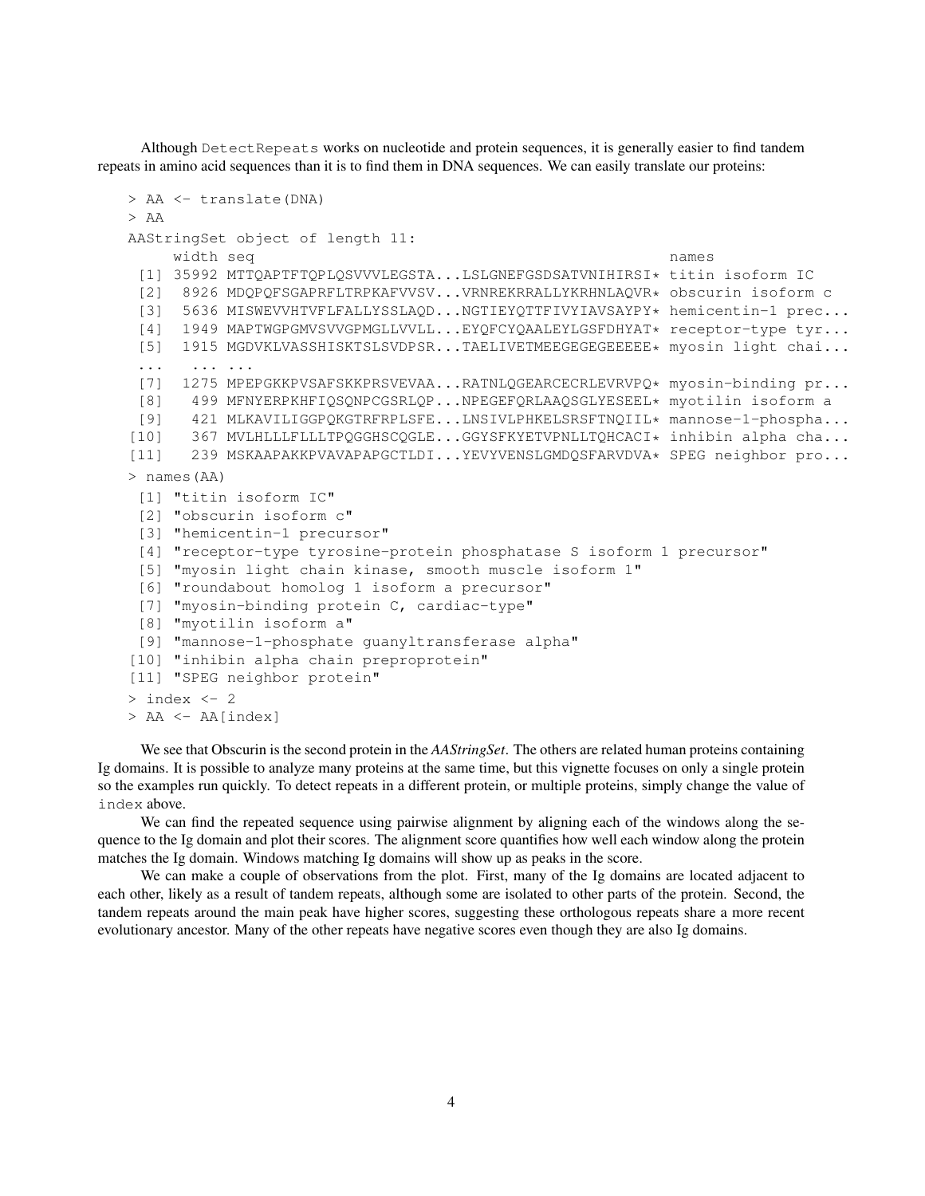Although `DetectRepeats` works on nucleotide and protein sequences, it is generally easier to find tandem repeats in amino acid sequences than it is to find them in DNA sequences. We can easily translate our proteins:

```
> AA <- translate(DNA)
> AA
AAStringSet object of length 11:
     width seq                                               names
 [1] 35992 MTTQAPTFTQPLQSVVVLEGSTA...LSLGNEFGSDSATVNIHIRSI* titin isoform IC
 [2]  8926 MDQPQFSGAPRFLTRPKAFVVSV...VRNREKRRALLYKRHNLAQVR* obscurin isoform c
 [3]  5636 MISWEVVHTVFLFALLYSSLAQD...NGTIEYQTTFIVYIAVSAYPY* hemicentin-1 prec...
 [4]  1949 MAPTWGPGMVSVVGPMGLLVVLL...EYQFCYQAALEYLGSFDHYAT* receptor-type tyr...
 [5]  1915 MGDVKLVASSHISKTSLSVDPSR...TAELIVETMEEGEGEGEEEEE* myosin light chai...
 ...   ... ...
 [7]  1275 MPEPGKKPVSAFSKKPRSVEVAA...RATNLQGEARCECRLEVRVPQ* myosin-binding pr...
 [8]   499 MFNYERPKHFIQSQNPCGSRLQP...NPEGEFQRLAAQSGLYESEEL* myotilin isoform a
 [9]   421 MLKAVILIGGPQKGTRFRPLSFE...LNSIVLPHKELSRSFTNQIIL* mannose-1-phospha...
[10]   367 MVLHLLLFLLLTPQGGHSCQGLE...GGYSFKYETVPNLLTQHCACI* inhibin alpha cha...
[11]   239 MSKAAPAKKPVAVAPAPGCTLDI...YEVYVENSLGMDQSFARVDVA* SPEG neighbor pro...
> names(AA)
 [1] "titin isoform IC"
 [2] "obscurin isoform c"
 [3] "hemicentin-1 precursor"
 [4] "receptor-type tyrosine-protein phosphatase S isoform 1 precursor"
 [5] "myosin light chain kinase, smooth muscle isoform 1"
 [6] "roundabout homolog 1 isoform a precursor"
 [7] "myosin-binding protein C, cardiac-type"
 [8] "myotilin isoform a"
 [9] "mannose-1-phosphate guanyltransferase alpha"
[10] "inhibin alpha chain preproprotein"
[11] "SPEG neighbor protein"
> index <- 2
> AA <- AA[index]
```

We see that Obscurin is the second protein in the *AAStringSet*. The others are related human proteins containing Ig domains. It is possible to analyze many proteins at the same time, but this vignette focuses on only a single protein so the examples run quickly. To detect repeats in a different protein, or multiple proteins, simply change the value of `index` above.

We can find the repeated sequence using pairwise alignment by aligning each of the windows along the sequence to the Ig domain and plot their scores. The alignment score quantifies how well each window along the protein matches the Ig domain. Windows matching Ig domains will show up as peaks in the score.

We can make a couple of observations from the plot. First, many of the Ig domains are located adjacent to each other, likely as a result of tandem repeats, although some are isolated to other parts of the protein. Second, the tandem repeats around the main peak have higher scores, suggesting these orthologous repeats share a more recent evolutionary ancestor. Many of the other repeats have negative scores even though they are also Ig domains.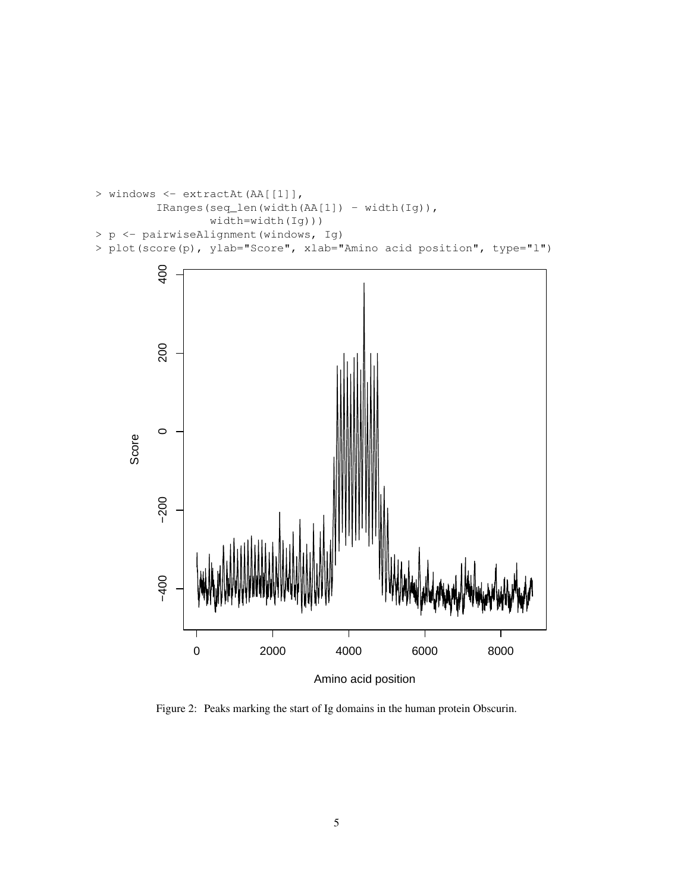```
> windows <- extractAt(AA[[1]],
         IRanges(seq_len(width(AA[1]) - width(Ig)),
                 width=width(Ig)))
> p <- pairwiseAlignment(windows, Ig)
> plot(score(p), ylab="Score", xlab="Amino acid position", type="l")
```

Figure 2: Peaks marking the start of Ig domains in the human protein Obscurin.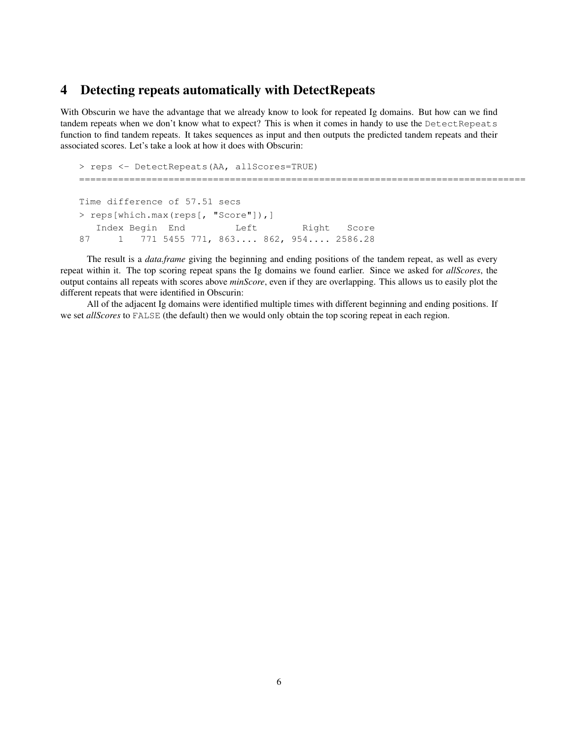## 4 Detecting repeats automatically with DetectRepeats

With Obscurin we have the advantage that we already know to look for repeated Ig domains. But how can we find tandem repeats when we don't know what to expect? This is when it comes in handy to use the `DetectRepeats` function to find tandem repeats. It takes sequences as input and then outputs the predicted tandem repeats and their associated scores. Let's take a look at how it does with Obscurin:

```
> reps <- DetectRepeats(AA, allScores=TRUE)
================================================================================

Time difference of 57.51 secs
> reps[which.max(reps[, "Score"]),]
   Index Begin  End         Left        Right   Score
87     1   771 5455 771, 863.... 862, 954.... 2586.28
```

The result is a *data.frame* giving the beginning and ending positions of the tandem repeat, as well as every repeat within it. The top scoring repeat spans the Ig domains we found earlier. Since we asked for *allScores*, the output contains all repeats with scores above *minScore*, even if they are overlapping. This allows us to easily plot the different repeats that were identified in Obscurin:

All of the adjacent Ig domains were identified multiple times with different beginning and ending positions. If we set *allScores* to `FALSE` (the default) then we would only obtain the top scoring repeat in each region.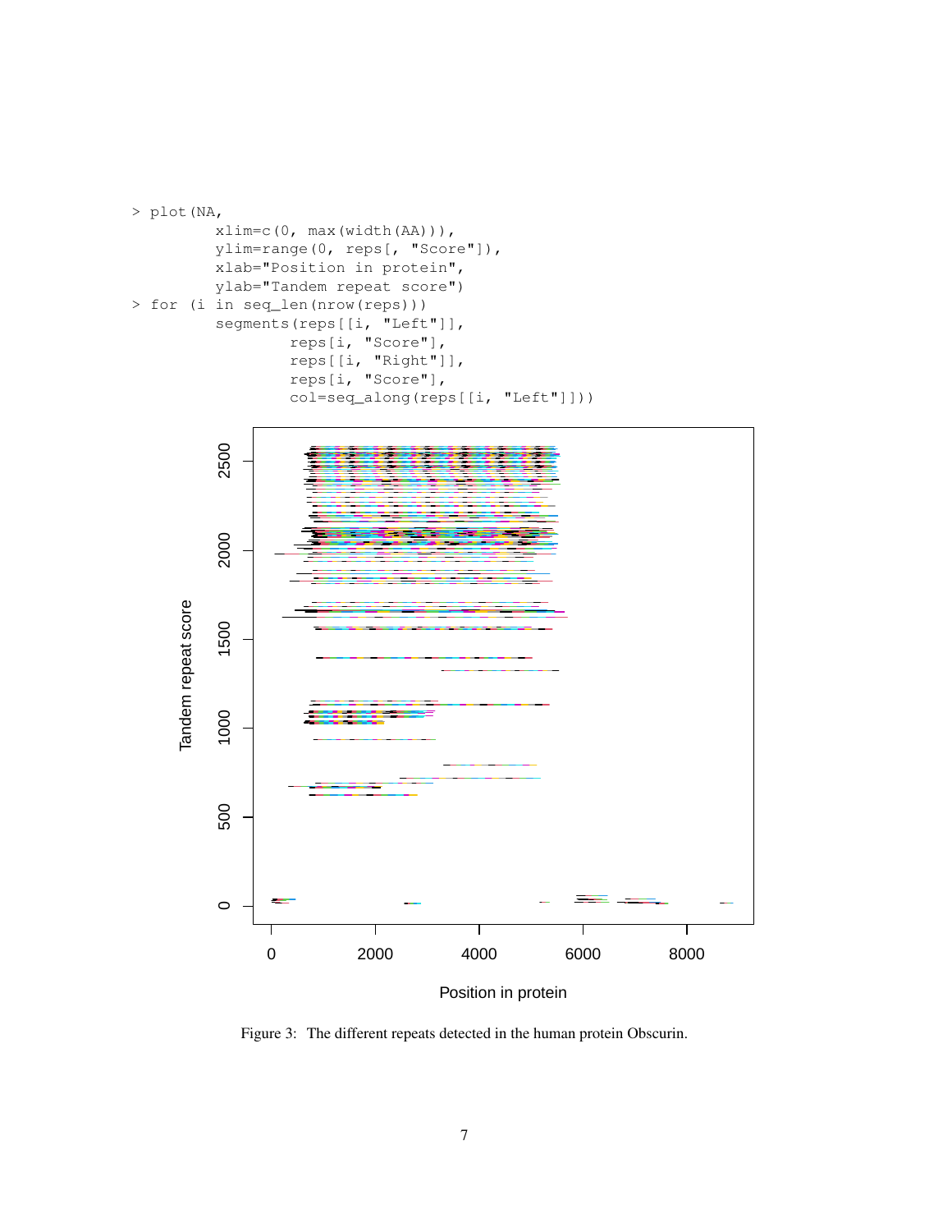```
> plot(NA,
       xlim=c(0, max(width(AA))),
       ylim=range(0, reps[, "Score"]),
       xlab="Position in protein",
       ylab="Tandem repeat score")
> for (i in seq_len(nrow(reps)))
       segments(reps[[i, "Left"]],
               reps[i, "Score"],
               reps[[i, "Right"]],
               reps[i, "Score"],
               col=seq_along(reps[[i, "Left"]]))
```

Figure 3: The different repeats detected in the human protein Obscurin.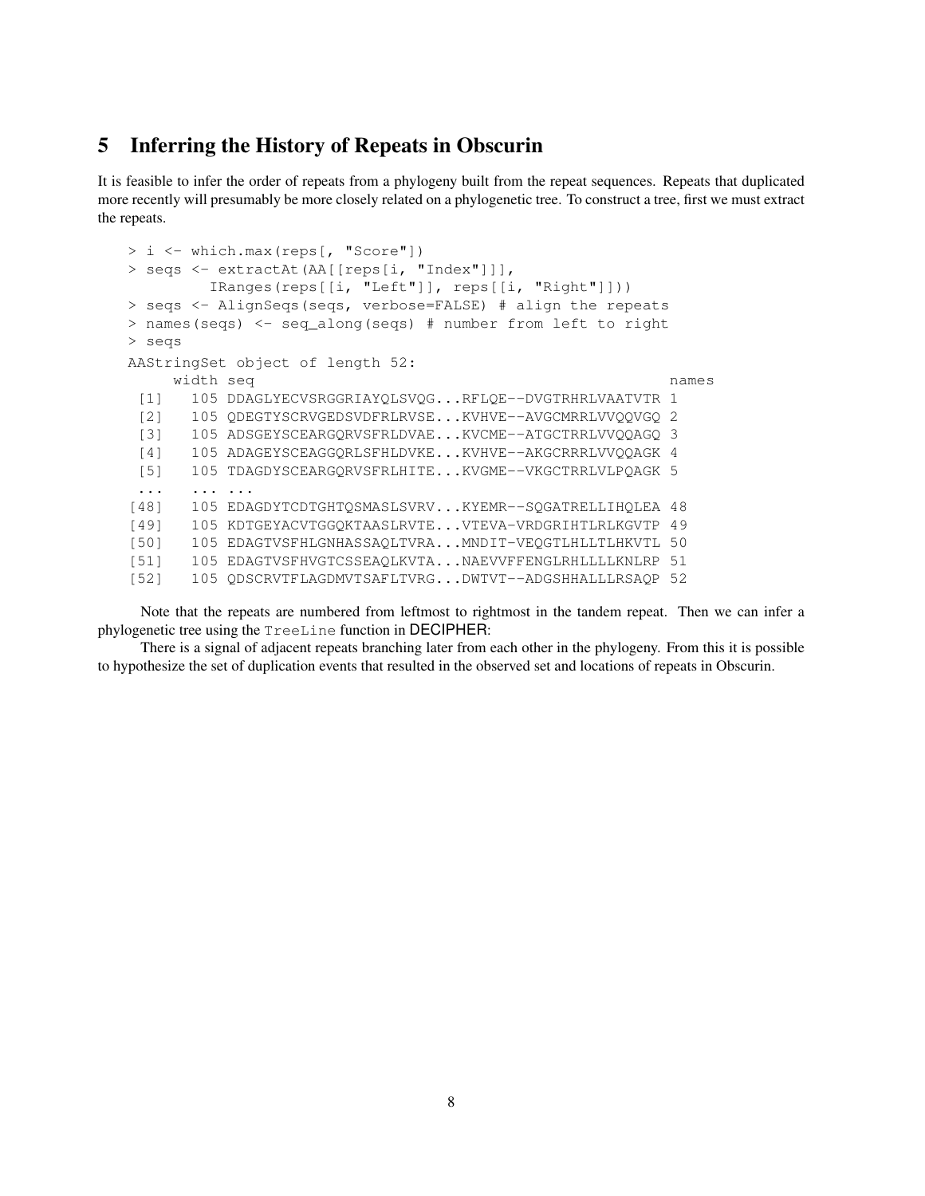## 5 Inferring the History of Repeats in Obscurin

It is feasible to infer the order of repeats from a phylogeny built from the repeat sequences. Repeats that duplicated more recently will presumably be more closely related on a phylogenetic tree. To construct a tree, first we must extract the repeats.

```
> i <- which.max(reps[, "Score"])
> seqs <- extractAt(AA[[reps[i, "Index"]]],
         IRanges(reps[[i, "Left"]], reps[[i, "Right"]]))
> seqs <- AlignSeqs(seqs, verbose=FALSE) # align the repeats
> names(seqs) <- seq_along(seqs) # number from left to right
> seqs
AAStringSet object of length 52:
     width seq                                                names
 [1]   105 DDAGLYECVSRGGRIAYQLSVQG...RFLQE--DVGTRHRLVAATVTR 1
 [2]   105 QDEGTYSCRVGEDSVDFRLRVSE...KVHVE--AVGCMRRLVVQQVGQ 2
 [3]   105 ADSGEYSCEARGGQRVSFRLDVAE...KVCME--ATGCTRRLVVQQAGQ 3
 [4]   105 ADAGEYSCEAGGQRLSFHLDVKE...KVHVE--AKGCRRRLVVQQAGK 4
 [5]   105 TDAGDYSCEARGQRVSFRLHITE...KVGME--VKGCTRRLVLPQAGK 5
 ...   ... ...
[48]   105 EDAGDYTCDTGHTQSMASLSVRV...KYEMR--SQGATRELLIHQLEA 48
[49]   105 KDTGEYACVTGGQKTAASLRVTE...VTEVA-VRDGRIHTLRLKGVTP 49
[50]   105 EDAGTVSFHLGNHASSAQLTVRA...MNDIT-VEQGTLHLLTLHKVTL 50
[51]   105 EDAGTVSFHVGTCSSEAQLKVTA...NAEVVFFENGLRHLLLLKNLRP 51
[52]   105 QDSCRVTFLAGDMVTSAFLTVRG...DWTVT--ADGSHHALLLRSAQP 52
```

Note that the repeats are numbered from leftmost to rightmost in the tandem repeat. Then we can infer a phylogenetic tree using the `TreeLine` function in DECIPHER:

There is a signal of adjacent repeats branching later from each other in the phylogeny. From this it is possible to hypothesize the set of duplication events that resulted in the observed set and locations of repeats in Obscurin.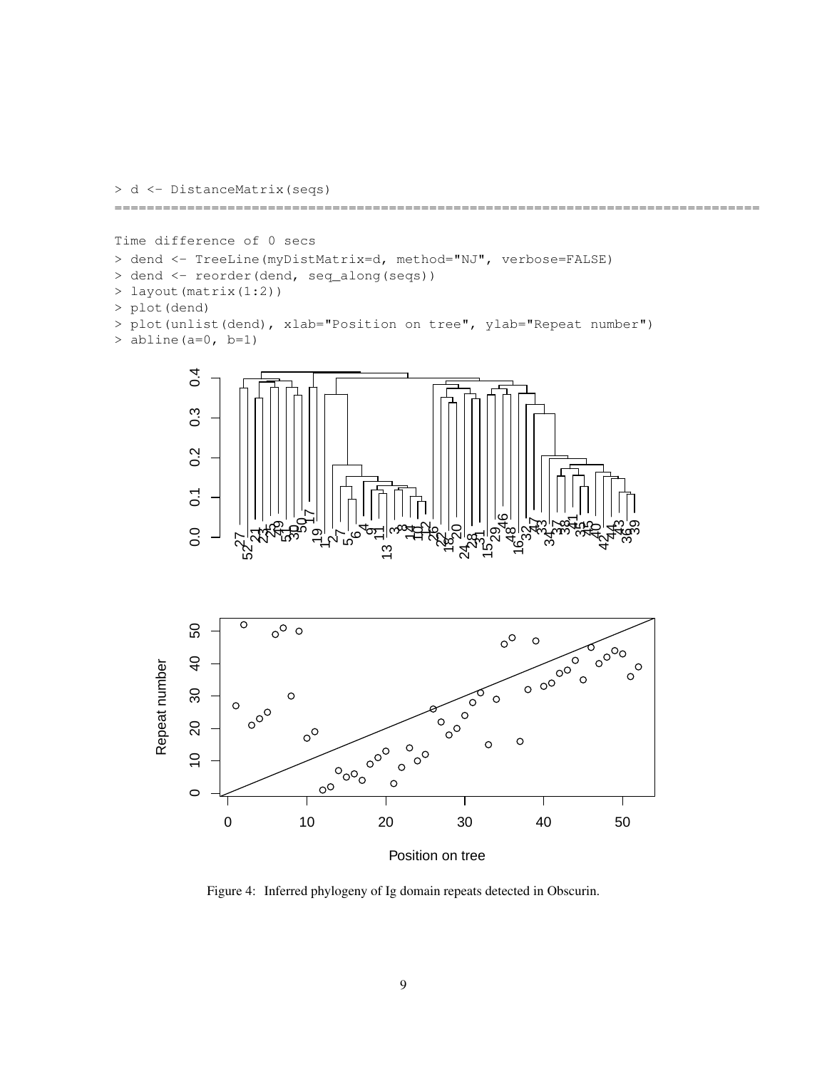```
> d <- DistanceMatrix(seqs)
================================================================================

Time difference of 0 secs
> dend <- TreeLine(myDistMatrix=d, method="NJ", verbose=FALSE)
> dend <- reorder(dend, seq_along(seqs))
> layout(matrix(1:2))
> plot(dend)
> plot(unlist(dend), xlab="Position on tree", ylab="Repeat number")
> abline(a=0, b=1)
```

Figure 4: Inferred phylogeny of Ig domain repeats detected in Obscurin.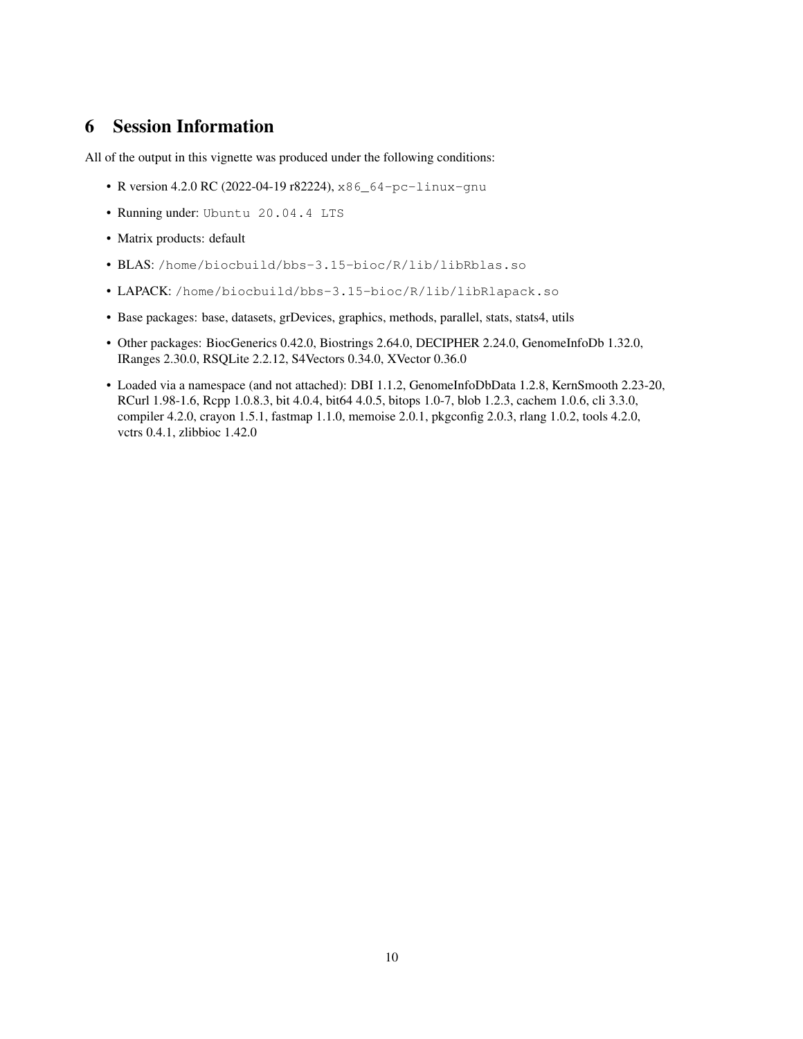# 6 Session Information

All of the output in this vignette was produced under the following conditions:

- R version 4.2.0 RC (2022-04-19 r82224), `x86_64-pc-linux-gnu`
- Running under: `Ubuntu 20.04.4 LTS`
- Matrix products: default
- BLAS: `/home/biocbuild/bbs-3.15-bioc/R/lib/libRblas.so`
- LAPACK: `/home/biocbuild/bbs-3.15-bioc/R/lib/libRlapack.so`
- Base packages: base, datasets, grDevices, graphics, methods, parallel, stats, stats4, utils
- Other packages: BiocGenerics 0.42.0, Biostrings 2.64.0, DECIPHER 2.24.0, GenomeInfoDb 1.32.0, IRanges 2.30.0, RSQLite 2.2.12, S4Vectors 0.34.0, XVector 0.36.0
- Loaded via a namespace (and not attached): DBI 1.1.2, GenomeInfoDbData 1.2.8, KernSmooth 2.23-20, RCurl 1.98-1.6, Rcpp 1.0.8.3, bit 4.0.4, bit64 4.0.5, bitops 1.0-7, blob 1.2.3, cachem 1.0.6, cli 3.3.0, compiler 4.2.0, crayon 1.5.1, fastmap 1.1.0, memoise 2.0.1, pkgconfig 2.0.3, rlang 1.0.2, tools 4.2.0, vctrs 0.4.1, zlibbioc 1.42.0